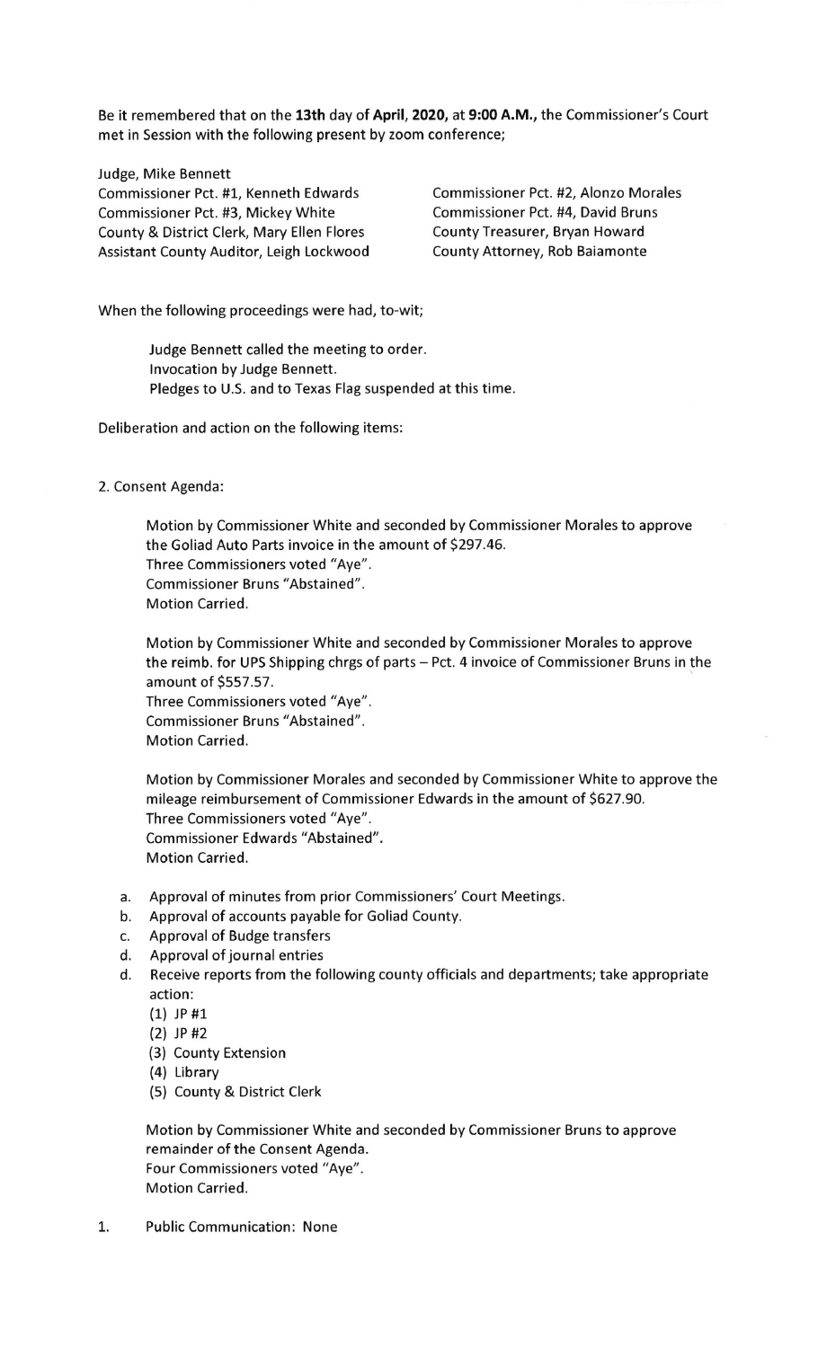Be it remembered that on the **13th** day of **April, 2020,** at **9:00 A.M.,** the Commissioner's Court met in Session with the following present by zoom conference;

Judge, Mike Bennett
Commissioner Pct. #1, Kenneth Edwards
Commissioner Pct. #2, Alonzo Morales
Commissioner Pct. #3, Mickey White
Commissioner Pct. #4, David Bruns
County & District Clerk, Mary Ellen Flores
County Treasurer, Bryan Howard
Assistant County Auditor, Leigh Lockwood
County Attorney, Rob Baiamonte

When the following proceedings were had, to-wit;

Judge Bennett called the meeting to order.
Invocation by Judge Bennett.
Pledges to U.S. and to Texas Flag suspended at this time.

Deliberation and action on the following items:

2. Consent Agenda:

Motion by Commissioner White and seconded by Commissioner Morales to approve the Goliad Auto Parts invoice in the amount of $297.46.
Three Commissioners voted "Aye".
Commissioner Bruns "Abstained".
Motion Carried.

Motion by Commissioner White and seconded by Commissioner Morales to approve the reimb. for UPS Shipping chrgs of parts – Pct. 4 invoice of Commissioner Bruns in the amount of $557.57.
Three Commissioners voted "Aye".
Commissioner Bruns "Abstained".
Motion Carried.

Motion by Commissioner Morales and seconded by Commissioner White to approve the mileage reimbursement of Commissioner Edwards in the amount of $627.90.
Three Commissioners voted "Aye".
Commissioner Edwards "Abstained".
Motion Carried.

a. Approval of minutes from prior Commissioners' Court Meetings.
b. Approval of accounts payable for Goliad County.
c. Approval of Budge transfers
d. Approval of journal entries
d. Receive reports from the following county officials and departments; take appropriate action:
   (1) JP #1
   (2) JP #2
   (3) County Extension
   (4) Library
   (5) County & District Clerk

Motion by Commissioner White and seconded by Commissioner Bruns to approve remainder of the Consent Agenda.
Four Commissioners voted "Aye".
Motion Carried.

1. Public Communication: None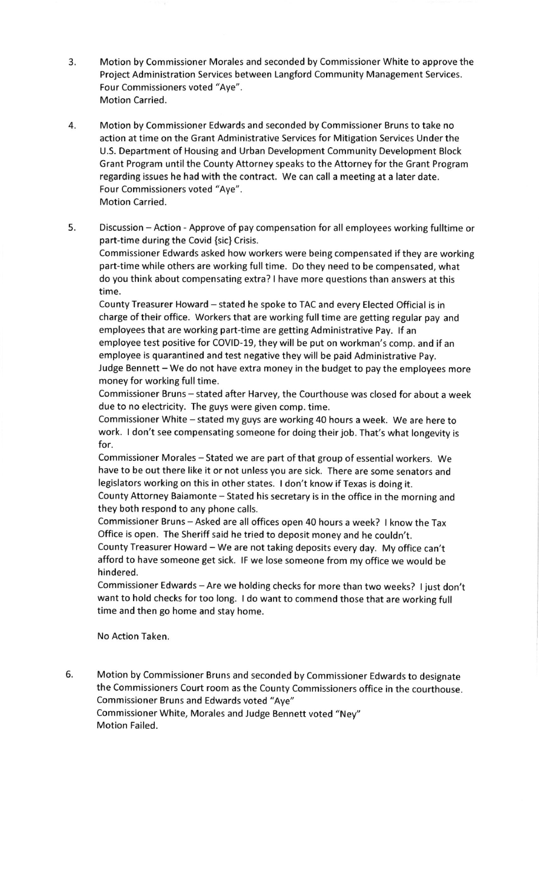3. Motion by Commissioner Morales and seconded by Commissioner White to approve the Project Administration Services between Langford Community Management Services.
   Four Commissioners voted "Aye".
   Motion Carried.

4. Motion by Commissioner Edwards and seconded by Commissioner Bruns to take no action at time on the Grant Administrative Services for Mitigation Services Under the U.S. Department of Housing and Urban Development Community Development Block Grant Program until the County Attorney speaks to the Attorney for the Grant Program regarding issues he had with the contract. We can call a meeting at a later date.
   Four Commissioners voted "Aye".
   Motion Carried.

5. Discussion – Action - Approve of pay compensation for all employees working fulltime or part-time during the Covid {sic} Crisis.
   Commissioner Edwards asked how workers were being compensated if they are working part-time while others are working full time. Do they need to be compensated, what do you think about compensating extra? I have more questions than answers at this time.
   County Treasurer Howard – stated he spoke to TAC and every Elected Official is in charge of their office. Workers that are working full time are getting regular pay and employees that are working part-time are getting Administrative Pay. If an employee test positive for COVID-19, they will be put on workman's comp. and if an employee is quarantined and test negative they will be paid Administrative Pay.
   Judge Bennett – We do not have extra money in the budget to pay the employees more money for working full time.
   Commissioner Bruns – stated after Harvey, the Courthouse was closed for about a week due to no electricity. The guys were given comp. time.
   Commissioner White – stated my guys are working 40 hours a week. We are here to work. I don't see compensating someone for doing their job. That's what longevity is for.
   Commissioner Morales – Stated we are part of that group of essential workers. We have to be out there like it or not unless you are sick. There are some senators and legislators working on this in other states. I don't know if Texas is doing it.
   County Attorney Baiamonte – Stated his secretary is in the office in the morning and they both respond to any phone calls.
   Commissioner Bruns – Asked are all offices open 40 hours a week? I know the Tax Office is open. The Sheriff said he tried to deposit money and he couldn't.
   County Treasurer Howard – We are not taking deposits every day. My office can't afford to have someone get sick. IF we lose someone from my office we would be hindered.
   Commissioner Edwards – Are we holding checks for more than two weeks? I just don't want to hold checks for too long. I do want to commend those that are working full time and then go home and stay home.

   No Action Taken.

6. Motion by Commissioner Bruns and seconded by Commissioner Edwards to designate the Commissioners Court room as the County Commissioners office in the courthouse.
   Commissioner Bruns and Edwards voted "Aye"
   Commissioner White, Morales and Judge Bennett voted "Ney"
   Motion Failed.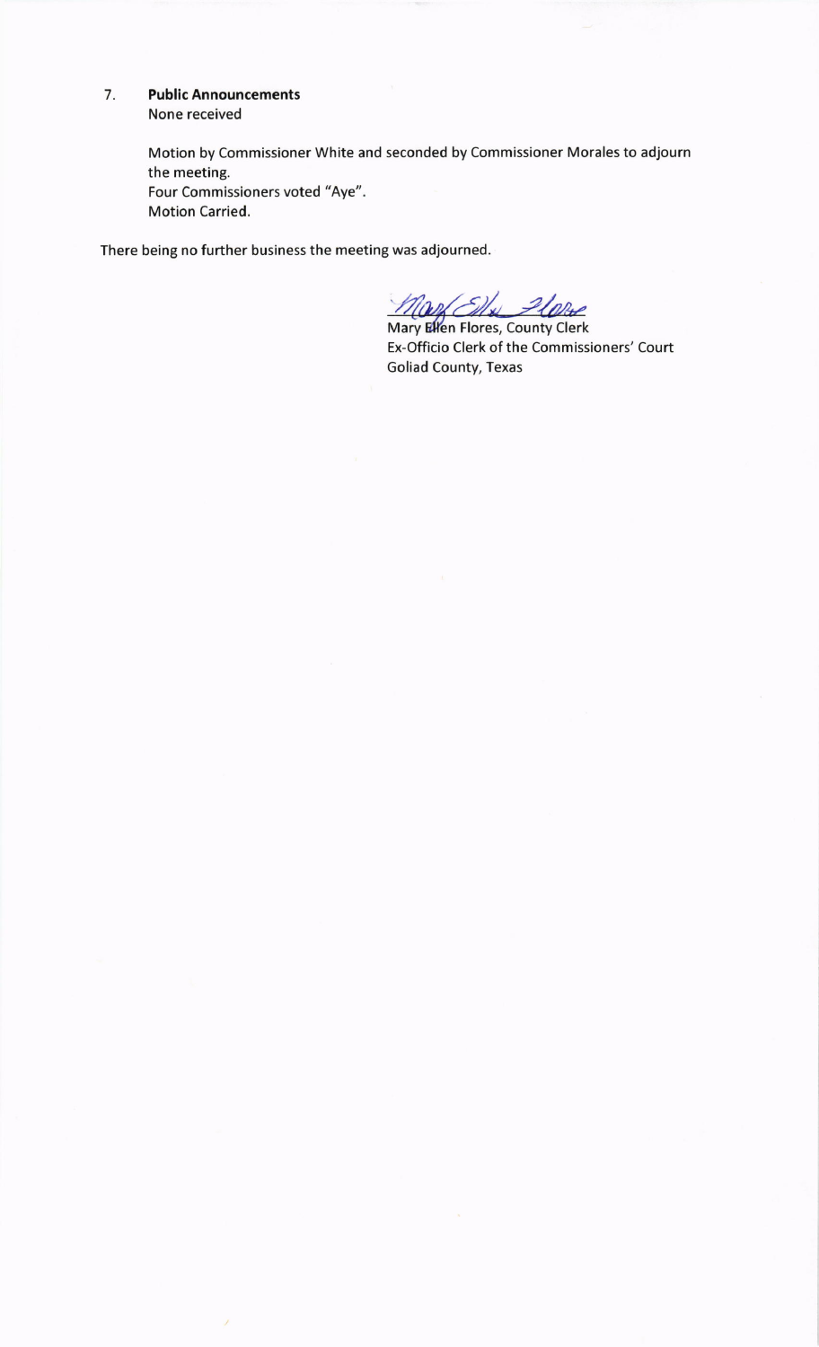7. **Public Announcements**
   None received

   Motion by Commissioner White and seconded by Commissioner Morales to adjourn the meeting.
   Four Commissioners voted "Aye".
   Motion Carried.

There being no further business the meeting was adjourned.

Mary Ellen Flores

Mary Ellen Flores, County Clerk
Ex-Officio Clerk of the Commissioners' Court
Goliad County, Texas